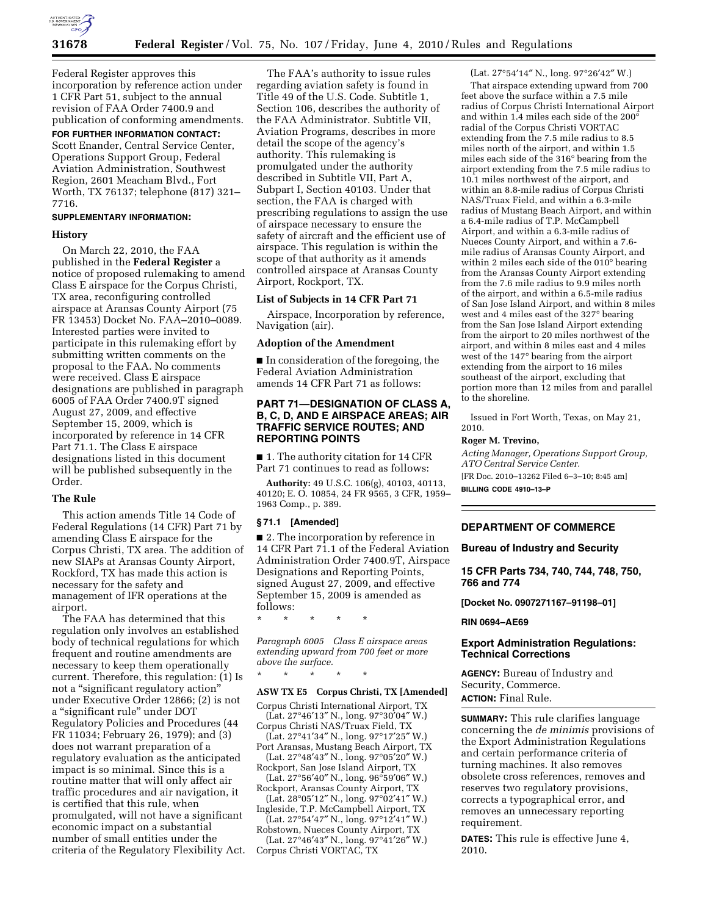Federal Register approves this incorporation by reference action under 1 CFR Part 51, subject to the annual revision of FAA Order 7400.9 and publication of conforming amendments.

**FOR FURTHER INFORMATION CONTACT:** Scott Enander, Central Service Center, Operations Support Group, Federal Aviation Administration, Southwest Region, 2601 Meacham Blvd., Fort Worth, TX 76137; telephone (817) 321–7716.

**SUPPLEMENTARY INFORMATION:**

### History

On March 22, 2010, the FAA published in the **Federal Register** a notice of proposed rulemaking to amend Class E airspace for the Corpus Christi, TX area, reconfiguring controlled airspace at Aransas County Airport (75 FR 13453) Docket No. FAA–2010–0089. Interested parties were invited to participate in this rulemaking effort by submitting written comments on the proposal to the FAA. No comments were received. Class E airspace designations are published in paragraph 6005 of FAA Order 7400.9T signed August 27, 2009, and effective September 15, 2009, which is incorporated by reference in 14 CFR Part 71.1. The Class E airspace designations listed in this document will be published subsequently in the Order.

### The Rule

This action amends Title 14 Code of Federal Regulations (14 CFR) Part 71 by amending Class E airspace for the Corpus Christi, TX area. The addition of new SIAPs at Aransas County Airport, Rockford, TX has made this action is necessary for the safety and management of IFR operations at the airport.

The FAA has determined that this regulation only involves an established body of technical regulations for which frequent and routine amendments are necessary to keep them operationally current. Therefore, this regulation: (1) Is not a "significant regulatory action" under Executive Order 12866; (2) is not a "significant rule" under DOT Regulatory Policies and Procedures (44 FR 11034; February 26, 1979); and (3) does not warrant preparation of a regulatory evaluation as the anticipated impact is so minimal. Since this is a routine matter that will only affect air traffic procedures and air navigation, it is certified that this rule, when promulgated, will not have a significant economic impact on a substantial number of small entities under the criteria of the Regulatory Flexibility Act.

The FAA's authority to issue rules regarding aviation safety is found in Title 49 of the U.S. Code. Subtitle 1, Section 106, describes the authority of the FAA Administrator. Subtitle VII, Aviation Programs, describes in more detail the scope of the agency's authority. This rulemaking is promulgated under the authority described in Subtitle VII, Part A, Subpart I, Section 40103. Under that section, the FAA is charged with prescribing regulations to assign the use of airspace necessary to ensure the safety of aircraft and the efficient use of airspace. This regulation is within the scope of that authority as it amends controlled airspace at Aransas County Airport, Rockport, TX.

### List of Subjects in 14 CFR Part 71

Airspace, Incorporation by reference, Navigation (air).

### Adoption of the Amendment

■ In consideration of the foregoing, the Federal Aviation Administration amends 14 CFR Part 71 as follows:

## PART 71—DESIGNATION OF CLASS A, B, C, D, AND E AIRSPACE AREAS; AIR TRAFFIC SERVICE ROUTES; AND REPORTING POINTS

■ 1. The authority citation for 14 CFR Part 71 continues to read as follows:

**Authority:** 49 U.S.C. 106(g), 40103, 40113, 40120; E. O. 10854, 24 FR 9565, 3 CFR, 1959–1963 Comp., p. 389.

### § 71.1 [Amended]

■ 2. The incorporation by reference in 14 CFR Part 71.1 of the Federal Aviation Administration Order 7400.9T, Airspace Designations and Reporting Points, signed August 27, 2009, and effective September 15, 2009 is amended as follows:

\* \* \* \* \*

*Paragraph 6005 Class E airspace areas extending upward from 700 feet or more above the surface.*

\* \* \* \* \*

**ASW TX E5 Corpus Christi, TX [Amended]**

Corpus Christi International Airport, TX
(Lat. 27°46′13″ N., long. 97°30′04″ W.)
Corpus Christi NAS/Truax Field, TX
(Lat. 27°41′34″ N., long. 97°17′25″ W.)
Port Aransas, Mustang Beach Airport, TX
(Lat. 27°48′43″ N., long. 97°05′20″ W.)
Rockport, San Jose Island Airport, TX
(Lat. 27°56′40″ N., long. 96°59′06″ W.)
Rockport, Aransas County Airport, TX
(Lat. 28°05′12″ N., long. 97°02′41″ W.)
Ingleside, T.P. McCampbell Airport, TX
(Lat. 27°54′47″ N., long. 97°12′41″ W.)
Robstown, Nueces County Airport, TX
(Lat. 27°46′43″ N., long. 97°41′26″ W.)
Corpus Christi VORTAC, TX
(Lat. 27°54′14″ N., long. 97°26′42″ W.)

That airspace extending upward from 700 feet above the surface within a 7.5 mile radius of Corpus Christi International Airport and within 1.4 miles each side of the 200° radial of the Corpus Christi VORTAC extending from the 7.5 mile radius to 8.5 miles north of the airport, and within 1.5 miles each side of the 316° bearing from the airport extending from the 7.5 mile radius to 10.1 miles northwest of the airport, and within an 8.8-mile radius of Corpus Christi NAS/Truax Field, and within a 6.3-mile radius of Mustang Beach Airport, and within a 6.4-mile radius of T.P. McCampbell Airport, and within a 6.3-mile radius of Nueces County Airport, and within a 7.6-mile radius of Aransas County Airport, and within 2 miles each side of the 010° bearing from the Aransas County Airport extending from the 7.6 mile radius to 9.9 miles north of the airport, and within a 6.5-mile radius of San Jose Island Airport, and within 8 miles west and 4 miles east of the 327° bearing from the San Jose Island Airport extending from the airport to 20 miles northwest of the airport, and within 8 miles east and 4 miles west of the 147° bearing from the airport extending from the airport to 16 miles southeast of the airport, excluding that portion more than 12 miles from and parallel to the shoreline.

Issued in Fort Worth, Texas, on May 21, 2010.

**Roger M. Trevino,**
*Acting Manager, Operations Support Group, ATO Central Service Center.*

[FR Doc. 2010–13262 Filed 6–3–10; 8:45 am]

**BILLING CODE 4910–13–P**

---

## DEPARTMENT OF COMMERCE

### Bureau of Industry and Security

### 15 CFR Parts 734, 740, 744, 748, 750, 766 and 774

**[Docket No. 0907271167–91198–01]**

**RIN 0694–AE69**

## Export Administration Regulations: Technical Corrections

**AGENCY:** Bureau of Industry and Security, Commerce.

**ACTION:** Final Rule.

**SUMMARY:** This rule clarifies language concerning the *de minimis* provisions of the Export Administration Regulations and certain performance criteria of turning machines. It also removes obsolete cross references, removes and reserves two regulatory provisions, corrects a typographical error, and removes an unnecessary reporting requirement.

**DATES:** This rule is effective June 4, 2010.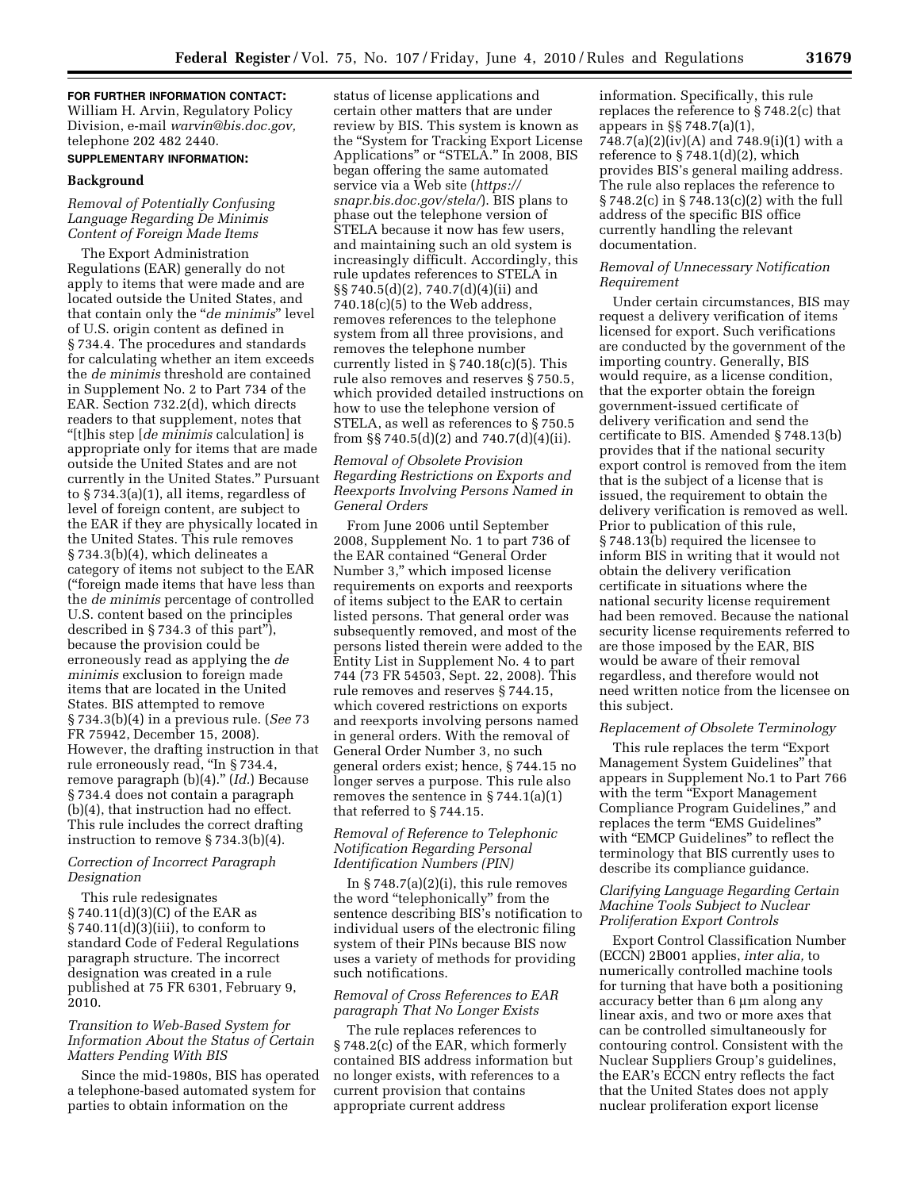**FOR FURTHER INFORMATION CONTACT:** William H. Arvin, Regulatory Policy Division, e-mail *warvin@bis.doc.gov,* telephone 202 482 2440.

**SUPPLEMENTARY INFORMATION:**

## Background

### *Removal of Potentially Confusing Language Regarding De Minimis Content of Foreign Made Items*

The Export Administration Regulations (EAR) generally do not apply to items that were made and are located outside the United States, and that contain only the "*de minimis*" level of U.S. origin content as defined in § 734.4. The procedures and standards for calculating whether an item exceeds the *de minimis* threshold are contained in Supplement No. 2 to Part 734 of the EAR. Section 732.2(d), which directs readers to that supplement, notes that "[t]his step [*de minimis* calculation] is appropriate only for items that are made outside the United States and are not currently in the United States." Pursuant to § 734.3(a)(1), all items, regardless of level of foreign content, are subject to the EAR if they are physically located in the United States. This rule removes § 734.3(b)(4), which delineates a category of items not subject to the EAR ("foreign made items that have less than the *de minimis* percentage of controlled U.S. content based on the principles described in § 734.3 of this part"), because the provision could be erroneously read as applying the *de minimis* exclusion to foreign made items that are located in the United States. BIS attempted to remove § 734.3(b)(4) in a previous rule. (*See* 73 FR 75942, December 15, 2008). However, the drafting instruction in that rule erroneously read, "In § 734.4, remove paragraph (b)(4)." (*Id.*) Because § 734.4 does not contain a paragraph (b)(4), that instruction had no effect. This rule includes the correct drafting instruction to remove § 734.3(b)(4).

### *Correction of Incorrect Paragraph Designation*

This rule redesignates § 740.11(d)(3)(C) of the EAR as § 740.11(d)(3)(iii), to conform to standard Code of Federal Regulations paragraph structure. The incorrect designation was created in a rule published at 75 FR 6301, February 9, 2010.

### *Transition to Web-Based System for Information About the Status of Certain Matters Pending With BIS*

Since the mid-1980s, BIS has operated a telephone-based automated system for parties to obtain information on the status of license applications and certain other matters that are under review by BIS. This system is known as the "System for Tracking Export License Applications" or "STELA." In 2008, BIS began offering the same automated service via a Web site (*https://snapr.bis.doc.gov/stela/*). BIS plans to phase out the telephone version of STELA because it now has few users, and maintaining such an old system is increasingly difficult. Accordingly, this rule updates references to STELA in §§ 740.5(d)(2), 740.7(d)(4)(ii) and 740.18(c)(5) to the Web address, removes references to the telephone system from all three provisions, and removes the telephone number currently listed in § 740.18(c)(5). This rule also removes and reserves § 750.5, which provided detailed instructions on how to use the telephone version of STELA, as well as references to § 750.5 from §§ 740.5(d)(2) and 740.7(d)(4)(ii).

### *Removal of Obsolete Provision Regarding Restrictions on Exports and Reexports Involving Persons Named in General Orders*

From June 2006 until September 2008, Supplement No. 1 to part 736 of the EAR contained "General Order Number 3," which imposed license requirements on exports and reexports of items subject to the EAR to certain listed persons. That general order was subsequently removed, and most of the persons listed therein were added to the Entity List in Supplement No. 4 to part 744 (73 FR 54503, Sept. 22, 2008). This rule removes and reserves § 744.15, which covered restrictions on exports and reexports involving persons named in general orders. With the removal of General Order Number 3, no such general orders exist; hence, § 744.15 no longer serves a purpose. This rule also removes the sentence in § 744.1(a)(1) that referred to § 744.15.

### *Removal of Reference to Telephonic Notification Regarding Personal Identification Numbers (PIN)*

In § 748.7(a)(2)(i), this rule removes the word "telephonically" from the sentence describing BIS's notification to individual users of the electronic filing system of their PINs because BIS now uses a variety of methods for providing such notifications.

### *Removal of Cross References to EAR paragraph That No Longer Exists*

The rule replaces references to § 748.2(c) of the EAR, which formerly contained BIS address information but no longer exists, with references to a current provision that contains appropriate current address information. Specifically, this rule replaces the reference to § 748.2(c) that appears in §§ 748.7(a)(1), 748.7(a)(2)(iv)(A) and 748.9(i)(1) with a reference to § 748.1(d)(2), which provides BIS's general mailing address. The rule also replaces the reference to § 748.2(c) in § 748.13(c)(2) with the full address of the specific BIS office currently handling the relevant documentation.

### *Removal of Unnecessary Notification Requirement*

Under certain circumstances, BIS may request a delivery verification of items licensed for export. Such verifications are conducted by the government of the importing country. Generally, BIS would require, as a license condition, that the exporter obtain the foreign government-issued certificate of delivery verification and send the certificate to BIS. Amended § 748.13(b) provides that if the national security export control is removed from the item that is the subject of a license that is issued, the requirement to obtain the delivery verification is removed as well. Prior to publication of this rule, § 748.13(b) required the licensee to inform BIS in writing that it would not obtain the delivery verification certificate in situations where the national security license requirement had been removed. Because the national security license requirements referred to are those imposed by the EAR, BIS would be aware of their removal regardless, and therefore would not need written notice from the licensee on this subject.

### *Replacement of Obsolete Terminology*

This rule replaces the term "Export Management System Guidelines" that appears in Supplement No.1 to Part 766 with the term "Export Management Compliance Program Guidelines," and replaces the term "EMS Guidelines" with "EMCP Guidelines" to reflect the terminology that BIS currently uses to describe its compliance guidance.

### *Clarifying Language Regarding Certain Machine Tools Subject to Nuclear Proliferation Export Controls*

Export Control Classification Number (ECCN) 2B001 applies, *inter alia,* to numerically controlled machine tools for turning that have both a positioning accuracy better than 6 μm along any linear axis, and two or more axes that can be controlled simultaneously for contouring control. Consistent with the Nuclear Suppliers Group's guidelines, the EAR's ECCN entry reflects the fact that the United States does not apply nuclear proliferation export license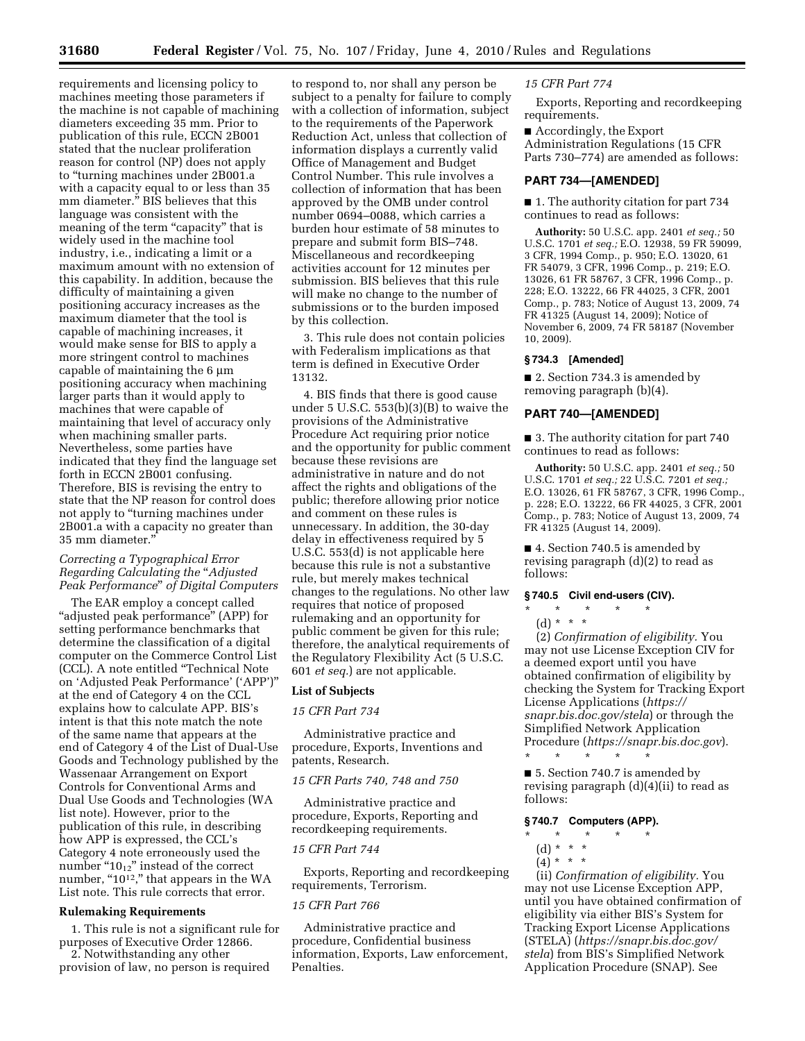requirements and licensing policy to machines meeting those parameters if the machine is not capable of machining diameters exceeding 35 mm. Prior to publication of this rule, ECCN 2B001 stated that the nuclear proliferation reason for control (NP) does not apply to "turning machines under 2B001.a with a capacity equal to or less than 35 mm diameter." BIS believes that this language was consistent with the meaning of the term "capacity" that is widely used in the machine tool industry, i.e., indicating a limit or a maximum amount with no extension of this capability. In addition, because the difficulty of maintaining a given positioning accuracy increases as the maximum diameter that the tool is capable of machining increases, it would make sense for BIS to apply a more stringent control to machines capable of maintaining the 6 µm positioning accuracy when machining larger parts than it would apply to machines that were capable of maintaining that level of accuracy only when machining smaller parts. Nevertheless, some parties have indicated that they find the language set forth in ECCN 2B001 confusing. Therefore, BIS is revising the entry to state that the NP reason for control does not apply to "turning machines under 2B001.a with a capacity no greater than 35 mm diameter."

### *Correcting a Typographical Error Regarding Calculating the "Adjusted Peak Performance" of Digital Computers*

The EAR employ a concept called "adjusted peak performance" (APP) for setting performance benchmarks that determine the classification of a digital computer on the Commerce Control List (CCL). A note entitled "Technical Note on 'Adjusted Peak Performance' ('APP')" at the end of Category 4 on the CCL explains how to calculate APP. BIS's intent is that this note match the note of the same name that appears at the end of Category 4 of the List of Dual-Use Goods and Technology published by the Wassenaar Arrangement on Export Controls for Conventional Arms and Dual Use Goods and Technologies (WA list note). However, prior to the publication of this rule, in describing how APP is expressed, the CCL's Category 4 note erroneously used the number "$10_{12}$" instead of the correct number, "$10^{12}$," that appears in the WA List note. This rule corrects that error.

## Rulemaking Requirements

1. This rule is not a significant rule for purposes of Executive Order 12866.

2. Notwithstanding any other provision of law, no person is required to respond to, nor shall any person be subject to a penalty for failure to comply with a collection of information, subject to the requirements of the Paperwork Reduction Act, unless that collection of information displays a currently valid Office of Management and Budget Control Number. This rule involves a collection of information that has been approved by the OMB under control number 0694–0088, which carries a burden hour estimate of 58 minutes to prepare and submit form BIS–748. Miscellaneous and recordkeeping activities account for 12 minutes per submission. BIS believes that this rule will make no change to the number of submissions or to the burden imposed by this collection.

3. This rule does not contain policies with Federalism implications as that term is defined in Executive Order 13132.

4. BIS finds that there is good cause under 5 U.S.C. 553(b)(3)(B) to waive the provisions of the Administrative Procedure Act requiring prior notice and the opportunity for public comment because these revisions are administrative in nature and do not affect the rights and obligations of the public; therefore allowing prior notice and comment on these rules is unnecessary. In addition, the 30-day delay in effectiveness required by 5 U.S.C. 553(d) is not applicable here because this rule is not a substantive rule, but merely makes technical changes to the regulations. No other law requires that notice of proposed rulemaking and an opportunity for public comment be given for this rule; therefore, the analytical requirements of the Regulatory Flexibility Act (5 U.S.C. 601 *et seq.*) are not applicable.

## List of Subjects

*15 CFR Part 734*

Administrative practice and procedure, Exports, Inventions and patents, Research.

*15 CFR Parts 740, 748 and 750*

Administrative practice and procedure, Exports, Reporting and recordkeeping requirements.

*15 CFR Part 744*

Exports, Reporting and recordkeeping requirements, Terrorism.

*15 CFR Part 766*

Administrative practice and procedure, Confidential business information, Exports, Law enforcement, Penalties.

*15 CFR Part 774*

Exports, Reporting and recordkeeping requirements.

■ Accordingly, the Export Administration Regulations (15 CFR Parts 730–774) are amended as follows:

## PART 734—[AMENDED]

■ 1. The authority citation for part 734 continues to read as follows:

**Authority:** 50 U.S.C. app. 2401 *et seq.;* 50 U.S.C. 1701 *et seq.;* E.O. 12938, 59 FR 59099, 3 CFR, 1994 Comp., p. 950; E.O. 13020, 61 FR 54079, 3 CFR, 1996 Comp., p. 219; E.O. 13026, 61 FR 58767, 3 CFR, 1996 Comp., p. 228; E.O. 13222, 66 FR 44025, 3 CFR, 2001 Comp., p. 783; Notice of August 13, 2009, 74 FR 41325 (August 14, 2009); Notice of November 6, 2009, 74 FR 58187 (November 10, 2009).

### § 734.3 [Amended]

■ 2. Section 734.3 is amended by removing paragraph (b)(4).

## PART 740—[AMENDED]

■ 3. The authority citation for part 740 continues to read as follows:

**Authority:** 50 U.S.C. app. 2401 *et seq.;* 50 U.S.C. 1701 *et seq.;* 22 U.S.C. 7201 *et seq.;* E.O. 13026, 61 FR 58767, 3 CFR, 1996 Comp., p. 228; E.O. 13222, 66 FR 44025, 3 CFR, 2001 Comp., p. 783; Notice of August 13, 2009, 74 FR 41325 (August 14, 2009).

■ 4. Section 740.5 is amended by revising paragraph (d)(2) to read as follows:

### § 740.5 Civil end-users (CIV).

\* \* \* \* \*

(d) \* \* \*

(2) *Confirmation of eligibility.* You may not use License Exception CIV for a deemed export until you have obtained confirmation of eligibility by checking the System for Tracking Export License Applications (*https://snapr.bis.doc.gov/stela*) or through the Simplified Network Application Procedure (*https://snapr.bis.doc.gov*).

\* \* \* \* \*

■ 5. Section 740.7 is amended by revising paragraph (d)(4)(ii) to read as follows:

### § 740.7 Computers (APP).

\* \* \* \* \*

(d) \* \* \*

(4) \* \* \*

(ii) *Confirmation of eligibility.* You may not use License Exception APP, until you have obtained confirmation of eligibility via either BIS's System for Tracking Export License Applications (STELA) (*https://snapr.bis.doc.gov/stela*) from BIS's Simplified Network Application Procedure (SNAP). See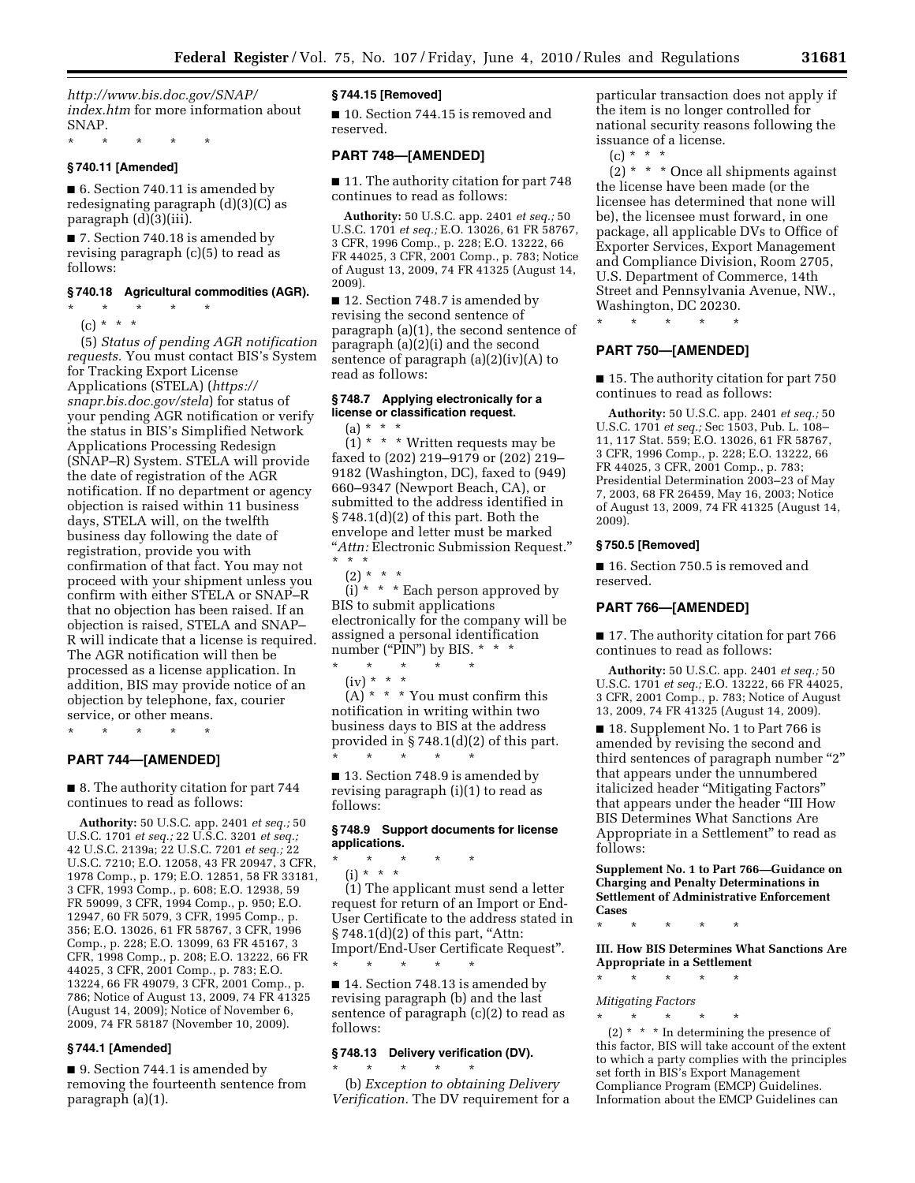*http://www.bis.doc.gov/SNAP/index.htm* for more information about SNAP.

\* \* \* \* \*

### § 740.11 [Amended]

■ 6. Section 740.11 is amended by redesignating paragraph (d)(3)(C) as paragraph (d)(3)(iii).

■ 7. Section 740.18 is amended by revising paragraph (c)(5) to read as follows:

### § 740.18 Agricultural commodities (AGR).

\* \* \* \* \*

(c) \* \* \*

(5) *Status of pending AGR notification requests.* You must contact BIS's System for Tracking Export License Applications (STELA) (*https://snapr.bis.doc.gov/stela*) for status of your pending AGR notification or verify the status in BIS's Simplified Network Applications Processing Redesign (SNAP–R) System. STELA will provide the date of registration of the AGR notification. If no department or agency objection is raised within 11 business days, STELA will, on the twelfth business day following the date of registration, provide you with confirmation of that fact. You may not proceed with your shipment unless you confirm with either STELA or SNAP–R that no objection has been raised. If an objection is raised, STELA and SNAP–R will indicate that a license is required. The AGR notification will then be processed as a license application. In addition, BIS may provide notice of an objection by telephone, fax, courier service, or other means.

\* \* \* \* \*

## PART 744—[AMENDED]

■ 8. The authority citation for part 744 continues to read as follows:

**Authority:** 50 U.S.C. app. 2401 *et seq.;* 50 U.S.C. 1701 *et seq.;* 22 U.S.C. 3201 *et seq.;* 42 U.S.C. 2139a; 22 U.S.C. 7201 *et seq.;* 22 U.S.C. 7210; E.O. 12058, 43 FR 20947, 3 CFR, 1978 Comp., p. 179; E.O. 12851, 58 FR 33181, 3 CFR, 1993 Comp., p. 608; E.O. 12938, 59 FR 59099, 3 CFR, 1994 Comp., p. 950; E.O. 12947, 60 FR 5079, 3 CFR, 1995 Comp., p. 356; E.O. 13026, 61 FR 58767, 3 CFR, 1996 Comp., p. 228; E.O. 13099, 63 FR 45167, 3 CFR, 1998 Comp., p. 208; E.O. 13222, 66 FR 44025, 3 CFR, 2001 Comp., p. 783; E.O. 13224, 66 FR 49079, 3 CFR, 2001 Comp., p. 786; Notice of August 13, 2009, 74 FR 41325 (August 14, 2009); Notice of November 6, 2009, 74 FR 58187 (November 10, 2009).

### § 744.1 [Amended]

■ 9. Section 744.1 is amended by removing the fourteenth sentence from paragraph (a)(1).

### § 744.15 [Removed]

■ 10. Section 744.15 is removed and reserved.

## PART 748—[AMENDED]

■ 11. The authority citation for part 748 continues to read as follows:

**Authority:** 50 U.S.C. app. 2401 *et seq.;* 50 U.S.C. 1701 *et seq.;* E.O. 13026, 61 FR 58767, 3 CFR, 1996 Comp., p. 228; E.O. 13222, 66 FR 44025, 3 CFR, 2001 Comp., p. 783; Notice of August 13, 2009, 74 FR 41325 (August 14, 2009).

■ 12. Section 748.7 is amended by revising the second sentence of paragraph (a)(1), the second sentence of paragraph (a)(2)(i) and the second sentence of paragraph (a)(2)(iv)(A) to read as follows:

### § 748.7 Applying electronically for a license or classification request.

(a) \* \* \*

(1) \* \* \* Written requests may be faxed to (202) 219–9179 or (202) 219–9182 (Washington, DC), faxed to (949) 660–9347 (Newport Beach, CA), or submitted to the address identified in § 748.1(d)(2) of this part. Both the envelope and letter must be marked "*Attn:* Electronic Submission Request." \* \* \*

(2) \* \* \*

(i) \* \* \* Each person approved by BIS to submit applications electronically for the company will be assigned a personal identification number ("PIN") by BIS. \* \* \*

\* \* \* \* \*

(iv) \* \* \*

(A) \* \* \* You must confirm this notification in writing within two business days to BIS at the address provided in § 748.1(d)(2) of this part.

\* \* \* \* \*

■ 13. Section 748.9 is amended by revising paragraph (i)(1) to read as follows:

### § 748.9 Support documents for license applications.

\* \* \* \* \*

(i) \* \* \*

(1) The applicant must send a letter request for return of an Import or End-User Certificate to the address stated in § 748.1(d)(2) of this part, "Attn: Import/End-User Certificate Request".

\* \* \* \* \*

■ 14. Section 748.13 is amended by revising paragraph (b) and the last sentence of paragraph (c)(2) to read as follows:

### § 748.13 Delivery verification (DV).

\* \* \* \* \*

(b) *Exception to obtaining Delivery Verification.* The DV requirement for a particular transaction does not apply if the item is no longer controlled for national security reasons following the issuance of a license.

(c) \* \* \*

(2) \* \* \* Once all shipments against the license have been made (or the licensee has determined that none will be), the licensee must forward, in one package, all applicable DVs to Office of Exporter Services, Export Management and Compliance Division, Room 2705, U.S. Department of Commerce, 14th Street and Pennsylvania Avenue, NW., Washington, DC 20230.

\* \* \* \* \*

## PART 750—[AMENDED]

■ 15. The authority citation for part 750 continues to read as follows:

**Authority:** 50 U.S.C. app. 2401 *et seq.;* 50 U.S.C. 1701 *et seq.;* Sec 1503, Pub. L. 108–11, 117 Stat. 559; E.O. 13026, 61 FR 58767, 3 CFR, 1996 Comp., p. 228; E.O. 13222, 66 FR 44025, 3 CFR, 2001 Comp., p. 783; Presidential Determination 2003–23 of May 7, 2003, 68 FR 26459, May 16, 2003; Notice of August 13, 2009, 74 FR 41325 (August 14, 2009).

### § 750.5 [Removed]

■ 16. Section 750.5 is removed and reserved.

## PART 766—[AMENDED]

■ 17. The authority citation for part 766 continues to read as follows:

**Authority:** 50 U.S.C. app. 2401 *et seq.;* 50 U.S.C. 1701 *et seq.;* E.O. 13222, 66 FR 44025, 3 CFR, 2001 Comp., p. 783; Notice of August 13, 2009, 74 FR 41325 (August 14, 2009).

■ 18. Supplement No. 1 to Part 766 is amended by revising the second and third sentences of paragraph number "2" that appears under the unnumbered italicized header "Mitigating Factors" that appears under the header "III How BIS Determines What Sanctions Are Appropriate in a Settlement" to read as follows:

### Supplement No. 1 to Part 766—Guidance on Charging and Penalty Determinations in Settlement of Administrative Enforcement Cases

\* \* \* \* \*

### III. How BIS Determines What Sanctions Are Appropriate in a Settlement

\* \* \* \* \*

*Mitigating Factors*

\* \* \* \* \*

(2) \* \* \* In determining the presence of this factor, BIS will take account of the extent to which a party complies with the principles set forth in BIS's Export Management Compliance Program (EMCP) Guidelines. Information about the EMCP Guidelines can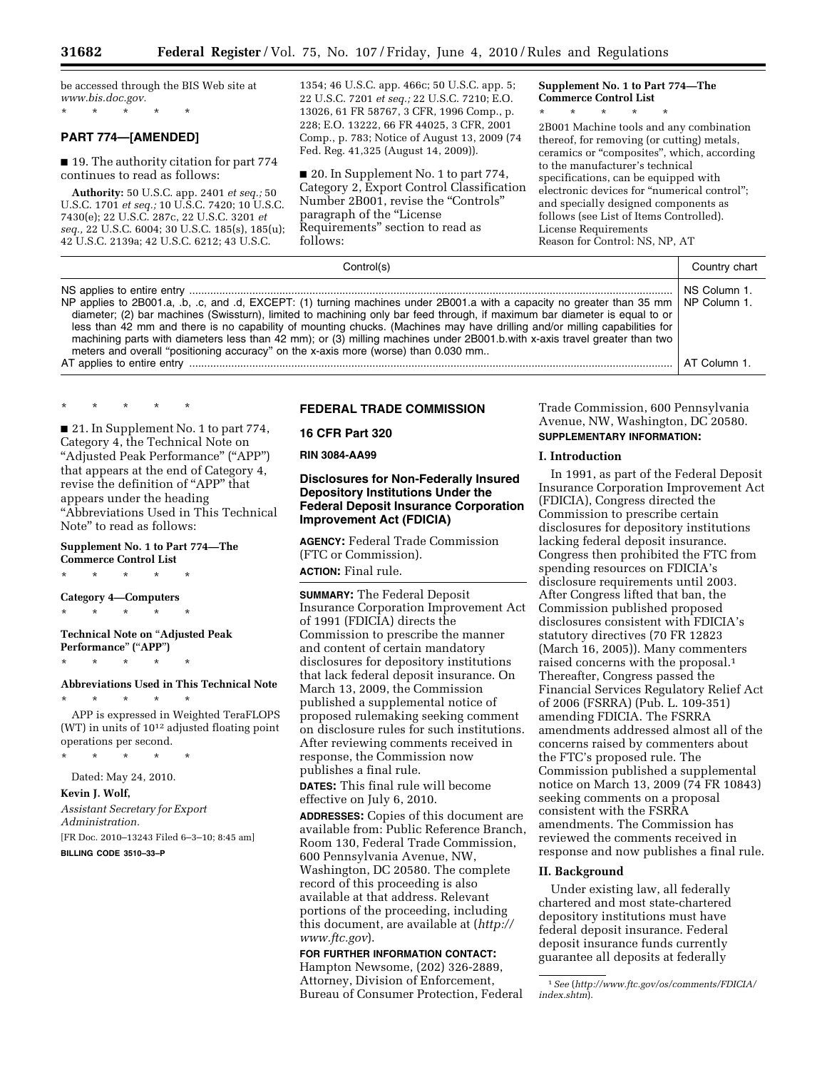be accessed through the BIS Web site at *www.bis.doc.gov.*

\* \* \* \* \*

## PART 774—[AMENDED]

■ 19. The authority citation for part 774 continues to read as follows:

**Authority:** 50 U.S.C. app. 2401 *et seq.;* 50 U.S.C. 1701 *et seq.;* 10 U.S.C. 7420; 10 U.S.C. 7430(e); 22 U.S.C. 287c, 22 U.S.C. 3201 *et seq.,* 22 U.S.C. 6004; 30 U.S.C. 185(s), 185(u); 42 U.S.C. 2139a; 42 U.S.C. 6212; 43 U.S.C. 1354; 46 U.S.C. app. 466c; 50 U.S.C. app. 5; 22 U.S.C. 7201 *et seq.;* 22 U.S.C. 7210; E.O. 13026, 61 FR 58767, 3 CFR, 1996 Comp., p. 228; E.O. 13222, 66 FR 44025, 3 CFR, 2001 Comp., p. 783; Notice of August 13, 2009 (74 Fed. Reg. 41,325 (August 14, 2009)).

■ 20. In Supplement No. 1 to part 774, Category 2, Export Control Classification Number 2B001, revise the "Controls" paragraph of the "License Requirements" section to read as follows:

**Supplement No. 1 to Part 774—The Commerce Control List**

\* \* \* \* \*

2B001 Machine tools and any combination thereof, for removing (or cutting) metals, ceramics or "composites", which, according to the manufacturer's technical specifications, can be equipped with electronic devices for "numerical control"; and specially designed components as follows (see List of Items Controlled).
License Requirements
Reason for Control: NS, NP, AT

| Control(s) | Country chart |
|---|---|
| NS applies to entire entry | NS Column 1. |
| NP applies to 2B001.a, .b, .c, and .d, EXCEPT: (1) turning machines under 2B001.a with a capacity no greater than 35 mm diameter; (2) bar machines (Swissturn), limited to machining only bar feed through, if maximum bar diameter is equal to or less than 42 mm and there is no capability of mounting chucks. (Machines may have drilling and/or milling capabilities for machining parts with diameters less than 42 mm); or (3) milling machines under 2B001.b.with x-axis travel greater than two meters and overall "positioning accuracy" on the x-axis more (worse) than 0.030 mm.. | NP Column 1. |
| AT applies to entire entry | AT Column 1. |

\* \* \* \* \*

■ 21. In Supplement No. 1 to part 774, Category 4, the Technical Note on "Adjusted Peak Performance" ("APP") that appears at the end of Category 4, revise the definition of "APP" that appears under the heading "Abbreviations Used in This Technical Note" to read as follows:

**Supplement No. 1 to Part 774—The Commerce Control List**

\* \* \* \* \*

**Category 4—Computers**

\* \* \* \* \*

**Technical Note on "Adjusted Peak Performance" ("APP")**

\* \* \* \* \*

**Abbreviations Used in This Technical Note**

\* \* \* \* \*

APP is expressed in Weighted TeraFLOPS (WT) in units of $10^{12}$ adjusted floating point operations per second.

\* \* \* \* \*

Dated: May 24, 2010.

**Kevin J. Wolf,**

*Assistant Secretary for Export Administration.*

[FR Doc. 2010–13243 Filed 6–3–10; 8:45 am]

**BILLING CODE 3510–33–P**

## FEDERAL TRADE COMMISSION

### 16 CFR Part 320

### RIN 3084-AA99

### Disclosures for Non-Federally Insured Depository Institutions Under the Federal Deposit Insurance Corporation Improvement Act (FDICIA)

**AGENCY:** Federal Trade Commission (FTC or Commission).

**ACTION:** Final rule.

**SUMMARY:** The Federal Deposit Insurance Corporation Improvement Act of 1991 (FDICIA) directs the Commission to prescribe the manner and content of certain mandatory disclosures for depository institutions that lack federal deposit insurance. On March 13, 2009, the Commission published a supplemental notice of proposed rulemaking seeking comment on disclosure rules for such institutions. After reviewing comments received in response, the Commission now publishes a final rule.

**DATES:** This final rule will become effective on July 6, 2010.

**ADDRESSES:** Copies of this document are available from: Public Reference Branch, Room 130, Federal Trade Commission, 600 Pennsylvania Avenue, NW, Washington, DC 20580. The complete record of this proceeding is also available at that address. Relevant portions of the proceeding, including this document, are available at (*http://www.ftc.gov*).

**FOR FURTHER INFORMATION CONTACT:** Hampton Newsome, (202) 326-2889, Attorney, Division of Enforcement, Bureau of Consumer Protection, Federal Trade Commission, 600 Pennsylvania Avenue, NW, Washington, DC 20580.

**SUPPLEMENTARY INFORMATION:**

### I. Introduction

In 1991, as part of the Federal Deposit Insurance Corporation Improvement Act (FDICIA), Congress directed the Commission to prescribe certain disclosures for depository institutions lacking federal deposit insurance. Congress then prohibited the FTC from spending resources on FDICIA's disclosure requirements until 2003. After Congress lifted that ban, the Commission published proposed disclosures consistent with FDICIA's statutory directives (70 FR 12823 (March 16, 2005)). Many commenters raised concerns with the proposal.[1] Thereafter, Congress passed the Financial Services Regulatory Relief Act of 2006 (FSRRA) (Pub. L. 109-351) amending FDICIA. The FSRRA amendments addressed almost all of the concerns raised by commenters about the FTC's proposed rule. The Commission published a supplemental notice on March 13, 2009 (74 FR 10843) seeking comments on a proposal consistent with the FSRRA amendments. The Commission has reviewed the comments received in response and now publishes a final rule.

### II. Background

Under existing law, all federally chartered and most state-chartered depository institutions must have federal deposit insurance. Federal deposit insurance funds currently guarantee all deposits at federally

[1] *See* (*http://www.ftc.gov/os/comments/FDICIA/index.shtm*).